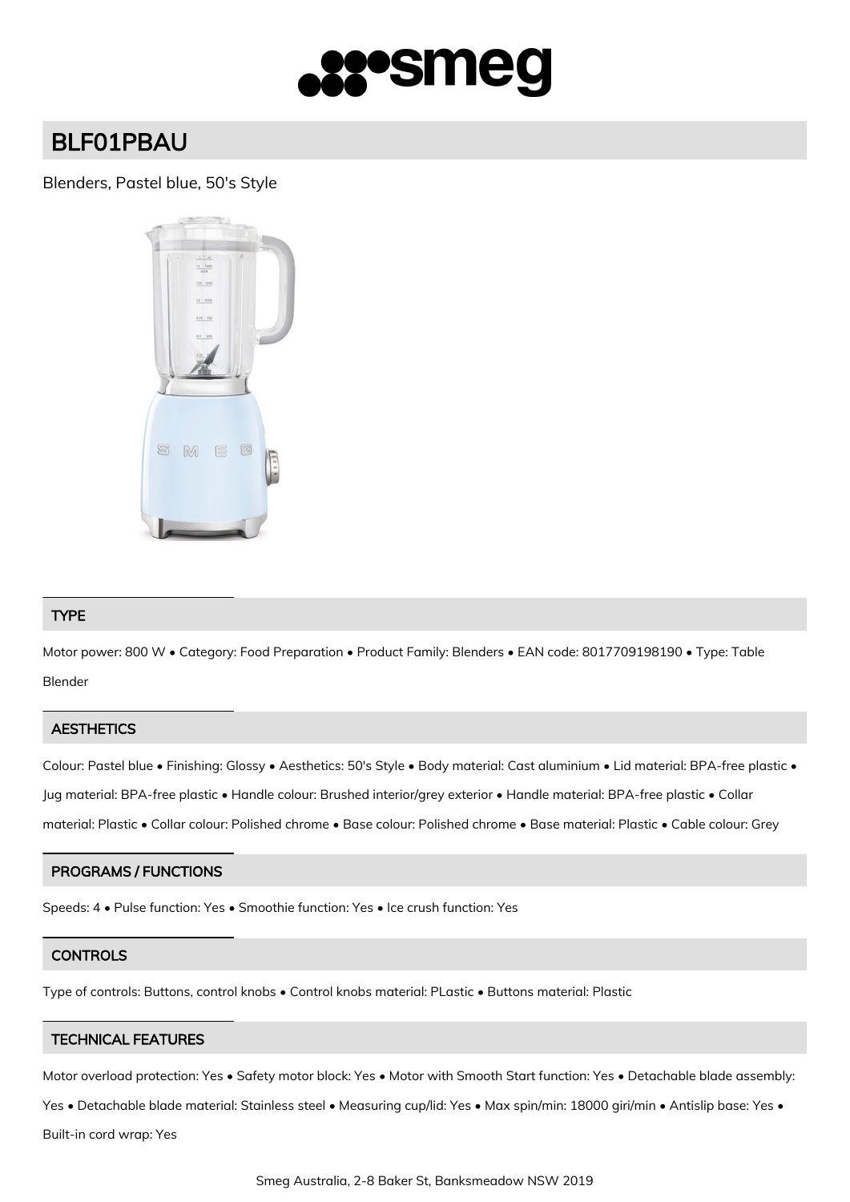# BLF01PBAU

Blenders, Pastel blue, 50's Style

## TYPE

Motor power: 800 W • Category: Food Preparation • Product Family: Blenders • EAN code: 8017709198190 • Type: Table Blender

## AESTHETICS

Colour: Pastel blue • Finishing: Glossy • Aesthetics: 50's Style • Body material: Cast aluminium • Lid material: BPA-free plastic • Jug material: BPA-free plastic • Handle colour: Brushed interior/grey exterior • Handle material: BPA-free plastic • Collar material: Plastic • Collar colour: Polished chrome • Base colour: Polished chrome • Base material: Plastic • Cable colour: Grey

## PROGRAMS / FUNCTIONS

Speeds: 4 • Pulse function: Yes • Smoothie function: Yes • Ice crush function: Yes

## CONTROLS

Type of controls: Buttons, control knobs • Control knobs material: PLastic • Buttons material: Plastic

## TECHNICAL FEATURES

Motor overload protection: Yes • Safety motor block: Yes • Motor with Smooth Start function: Yes • Detachable blade assembly: Yes • Detachable blade material: Stainless steel • Measuring cup/lid: Yes • Max spin/min: 18000 giri/min • Antislip base: Yes • Built-in cord wrap: Yes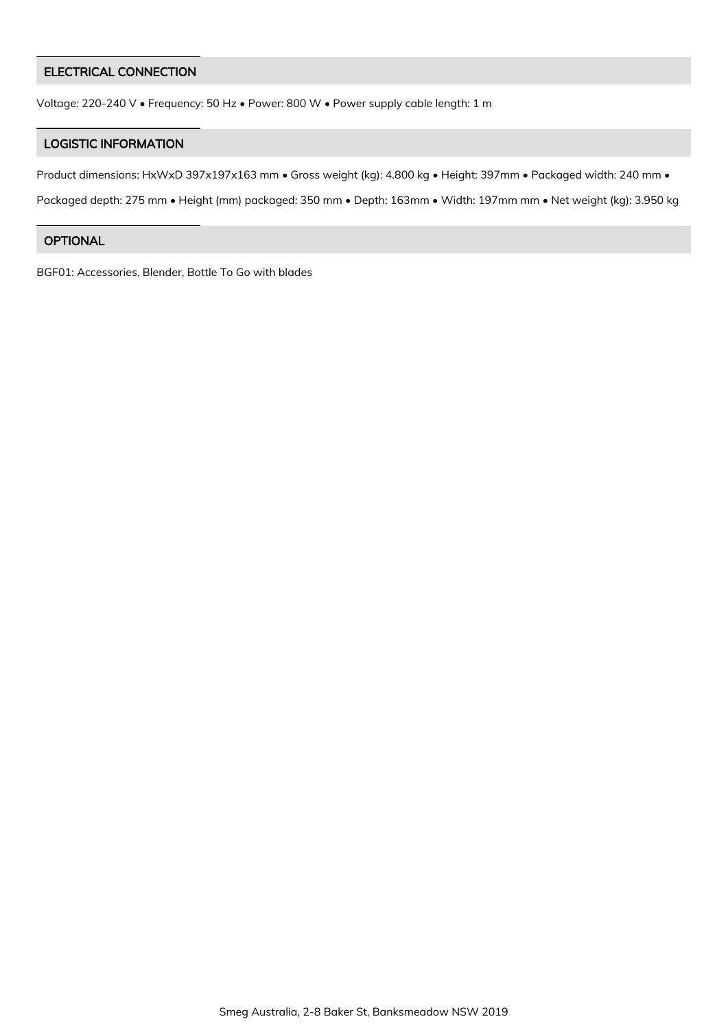## ELECTRICAL CONNECTION

Voltage: 220-240 V • Frequency: 50 Hz • Power: 800 W • Power supply cable length: 1 m

## LOGISTIC INFORMATION

Product dimensions: HxWxD 397x197x163 mm • Gross weight (kg): 4.800 kg • Height: 397mm • Packaged width: 240 mm • Packaged depth: 275 mm • Height (mm) packaged: 350 mm • Depth: 163mm • Width: 197mm mm • Net weight (kg): 3.950 kg

## OPTIONAL

BGF01: Accessories, Blender, Bottle To Go with blades

Smeg Australia, 2-8 Baker St, Banksmeadow NSW 2019